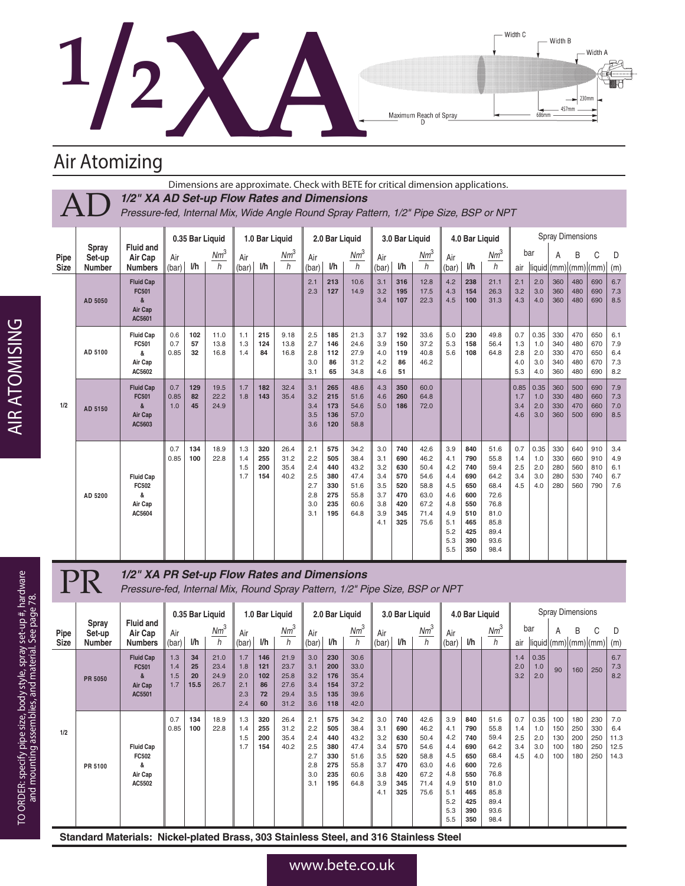# 1/2XA

Width C — Width B — Width A

230mm — 457mm — 686mm

Maximum Reach of Spray D

## Air Atomizing

Dimensions are approximate. Check with BETE for critical dimension applications.

### AD — *1/2" XA AD Set-up Flow Rates and Dimensions*

*Pressure-fed, Internal Mix, Wide Angle Round Spray Pattern, 1/2" Pipe Size, BSP or NPT*

| Pipe Size | Spray Set-up Number | Fluid and Air Cap Numbers | 0.35 Bar Liquid | | | 1.0 Bar Liquid | | | 2.0 Bar Liquid | | | 3.0 Bar Liquid | | | 4.0 Bar Liquid | | | Spray Dimensions | | | | | |
|---|---|---|---|---|---|---|---|---|---|---|---|---|---|---|---|---|---|---|---|---|---|---|---|
| | | | Air (bar) | l/h | $Nm^3/h$ | Air (bar) | l/h | $Nm^3/h$ | Air (bar) | l/h | $Nm^3/h$ | Air (bar) | l/h | $Nm^3/h$ | Air (bar) | l/h | $Nm^3/h$ | bar air | bar liquid | A (mm) | B (mm) | C (mm) | D (m) |
| 1/2 | AD 5050 | Fluid Cap FC501 & Air Cap AC5601 | | | | | | | 2.1<br>2.3 | **213**<br>**127** | 10.6<br>14.9 | 3.1<br>3.2<br>3.4 | **316**<br>**195**<br>**107** | 12.8<br>17.5<br>22.3 | 4.2<br>4.3<br>4.5 | **238**<br>**154**<br>**100** | 21.1<br>26.3<br>31.3 | 2.1<br>3.2<br>4.3 | 2.0<br>3.0<br>4.0 | 360<br>360<br>360 | 480<br>480<br>480 | 690<br>690<br>690 | 6.7<br>7.3<br>8.5 |
| | AD 5100 | Fluid Cap FC501 & Air Cap AC5602 | 0.6<br>0.7<br>0.85 | **102**<br>**57**<br>**32** | 11.0<br>13.8<br>16.8 | 1.1<br>1.3<br>1.4 | **215**<br>**124**<br>**84** | 9.18<br>13.8<br>16.8 | 2.5<br>2.7<br>2.8<br>3.0<br>3.1 | **185**<br>**146**<br>**112**<br>**86**<br>**65** | 21.3<br>24.6<br>27.9<br>31.2<br>34.8 | 3.7<br>3.9<br>4.0<br>4.2<br>4.6 | **192**<br>**150**<br>**119**<br>**86**<br>**51** | 33.6<br>37.2<br>40.8<br>46.2 | 5.0<br>5.3<br>5.6 | **230**<br>**158**<br>**108** | 49.8<br>56.4<br>64.8 | 0.7<br>1.3<br>2.8<br>4.0<br>5.3 | 0.35<br>1.0<br>2.0<br>3.0<br>4.0 | 330<br>340<br>330<br>340<br>360 | 470<br>480<br>470<br>480<br>480 | 650<br>670<br>650<br>670<br>690 | 6.1<br>7.9<br>6.4<br>7.3<br>8.2 |
| | AD 5150 | Fluid Cap FC501 & Air Cap AC5603 | 0.7<br>0.85<br>1.0 | **129**<br>**82**<br>**45** | 19.5<br>22.2<br>24.9 | 1.7<br>1.8 | **182**<br>**143** | 32.4<br>35.4 | 3.1<br>3.2<br>3.4<br>3.5<br>3.6 | **265**<br>**215**<br>**173**<br>**136**<br>**120** | 48.6<br>51.6<br>54.6<br>57.0<br>58.8 | 4.3<br>4.6<br>5.0 | **350**<br>**260**<br>**186** | 60.0<br>64.8<br>72.0 | | | | 0.85<br>1.7<br>3.4<br>4.6 | 0.35<br>1.0<br>2.0<br>3.0 | 360<br>330<br>330<br>360 | 500<br>480<br>470<br>500 | 690<br>660<br>660<br>690 | 7.9<br>7.3<br>7.0<br>8.5 |
| | AD 5200 | Fluid Cap FC502 & Air Cap AC5604 | 0.7<br>0.85 | **134**<br>**100** | 18.9<br>22.8 | 1.3<br>1.4<br>1.5<br>1.7 | **320**<br>**255**<br>**200**<br>**154** | 26.4<br>31.2<br>35.4<br>40.2 | 2.1<br>2.2<br>2.4<br>2.5<br>2.7<br>2.8<br>3.0<br>3.1 | **575**<br>**505**<br>**440**<br>**380**<br>**330**<br>**275**<br>**235**<br>**195** | 34.2<br>38.4<br>43.2<br>47.4<br>51.6<br>55.8<br>60.6<br>64.8 | 3.0<br>3.1<br>3.2<br>3.4<br>3.5<br>3.7<br>3.8<br>3.9<br>4.1 | **740**<br>**690**<br>**630**<br>**570**<br>**520**<br>**470**<br>**420**<br>**345**<br>**325** | 42.6<br>46.2<br>50.4<br>54.6<br>58.8<br>63.0<br>67.2<br>71.4<br>75.6 | 3.9<br>4.1<br>4.2<br>4.4<br>4.5<br>4.6<br>4.8<br>4.9<br>5.1<br>5.2<br>5.3<br>5.5 | **840**<br>**790**<br>**740**<br>**690**<br>**650**<br>**600**<br>**550**<br>**510**<br>**465**<br>**425**<br>**390**<br>**350** | 51.6<br>55.8<br>59.4<br>64.2<br>68.4<br>72.6<br>76.8<br>81.0<br>85.8<br>89.4<br>93.6<br>98.4 | 0.7<br>1.4<br>2.5<br>3.4<br>4.5 | 0.35<br>1.0<br>2.0<br>3.0<br>4.0 | 330<br>330<br>280<br>280<br>280 | 640<br>660<br>560<br>530<br>560 | 910<br>910<br>810<br>740<br>790 | 3.4<br>4.9<br>6.1<br>6.7<br>7.6 |

### PR — *1/2" XA PR Set-up Flow Rates and Dimensions*

*Pressure-fed, Internal Mix, Round Spray Pattern, 1/2" Pipe Size, BSP or NPT*

| Pipe Size | Spray Set-up Number | Fluid and Air Cap Numbers | 0.35 Bar Liquid | | | 1.0 Bar Liquid | | | 2.0 Bar Liquid | | | 3.0 Bar Liquid | | | 4.0 Bar Liquid | | | Spray Dimensions | | | | | |
|---|---|---|---|---|---|---|---|---|---|---|---|---|---|---|---|---|---|---|---|---|---|---|---|
| | | | Air (bar) | l/h | $Nm^3/h$ | Air (bar) | l/h | $Nm^3/h$ | Air (bar) | l/h | $Nm^3/h$ | Air (bar) | l/h | $Nm^3/h$ | Air (bar) | l/h | $Nm^3/h$ | bar air | bar liquid | A (mm) | B (mm) | C (mm) | D (m) |
| 1/2 | PR 5050 | Fluid Cap FC501 & Air Cap AC5501 | 1.3<br>1.4<br>1.5<br>1.7 | **34**<br>**25**<br>**20**<br>**15.5** | 21.0<br>23.4<br>24.9<br>26.7 | 1.7<br>1.8<br>2.0<br>2.1<br>2.3<br>2.4 | **146**<br>**121**<br>**102**<br>**86**<br>**72**<br>**60** | 21.9<br>23.7<br>25.8<br>27.6<br>29.4<br>31.2 | 3.0<br>3.1<br>3.2<br>3.4<br>3.5<br>3.6 | **230**<br>**200**<br>**176**<br>**154**<br>**135**<br>**118** | 30.6<br>33.0<br>35.4<br>37.2<br>39.6<br>42.0 | | | | | | | 1.4<br>2.0<br>3.2 | 0.35<br>1.0<br>2.0 | 90 | 160 | 250 | 6.7<br>7.3<br>8.2 |
| | PR 5100 | Fluid Cap FC502 & Air Cap AC5502 | 0.7<br>0.85 | **134**<br>**100** | 18.9<br>22.8 | 1.3<br>1.4<br>1.5<br>1.7 | **320**<br>**255**<br>**200**<br>**154** | 26.4<br>31.2<br>35.4<br>40.2 | 2.1<br>2.2<br>2.4<br>2.5<br>2.7<br>2.8<br>3.0<br>3.1 | **575**<br>**505**<br>**440**<br>**380**<br>**330**<br>**275**<br>**235**<br>**195** | 34.2<br>38.4<br>43.2<br>47.4<br>51.6<br>55.8<br>60.6<br>64.8 | 3.0<br>3.1<br>3.2<br>3.4<br>3.5<br>3.7<br>3.8<br>3.9<br>4.1 | **740**<br>**690**<br>**630**<br>**570**<br>**520**<br>**470**<br>**420**<br>**345**<br>**325** | 42.6<br>46.2<br>50.4<br>54.6<br>58.8<br>63.0<br>67.2<br>71.4<br>75.6 | 3.9<br>4.1<br>4.2<br>4.4<br>4.5<br>4.6<br>4.8<br>4.9<br>5.1<br>5.2<br>5.3<br>5.5 | **840**<br>**790**<br>**740**<br>**690**<br>**650**<br>**600**<br>**550**<br>**510**<br>**465**<br>**425**<br>**390**<br>**350** | 51.6<br>55.8<br>59.4<br>64.2<br>68.4<br>72.6<br>76.8<br>81.0<br>85.8<br>89.4<br>93.6<br>98.4 | 0.7<br>1.4<br>2.5<br>3.4<br>4.5 | 0.35<br>1.0<br>2.0<br>3.0<br>4.0 | 100<br>150<br>130<br>100<br>100 | 180<br>250<br>200<br>180<br>180 | 230<br>330<br>250<br>250<br>250 | 7.0<br>6.4<br>11.3<br>12.5<br>14.3 |

**Standard Materials: Nickel-plated Brass, 303 Stainless Steel, and 316 Stainless Steel**

AIR ATOMISING

TO ORDER: specify pipe size, body style, spray set-up #, hardware and mounting assemblies, and material. See page 78.

www.bete.co.uk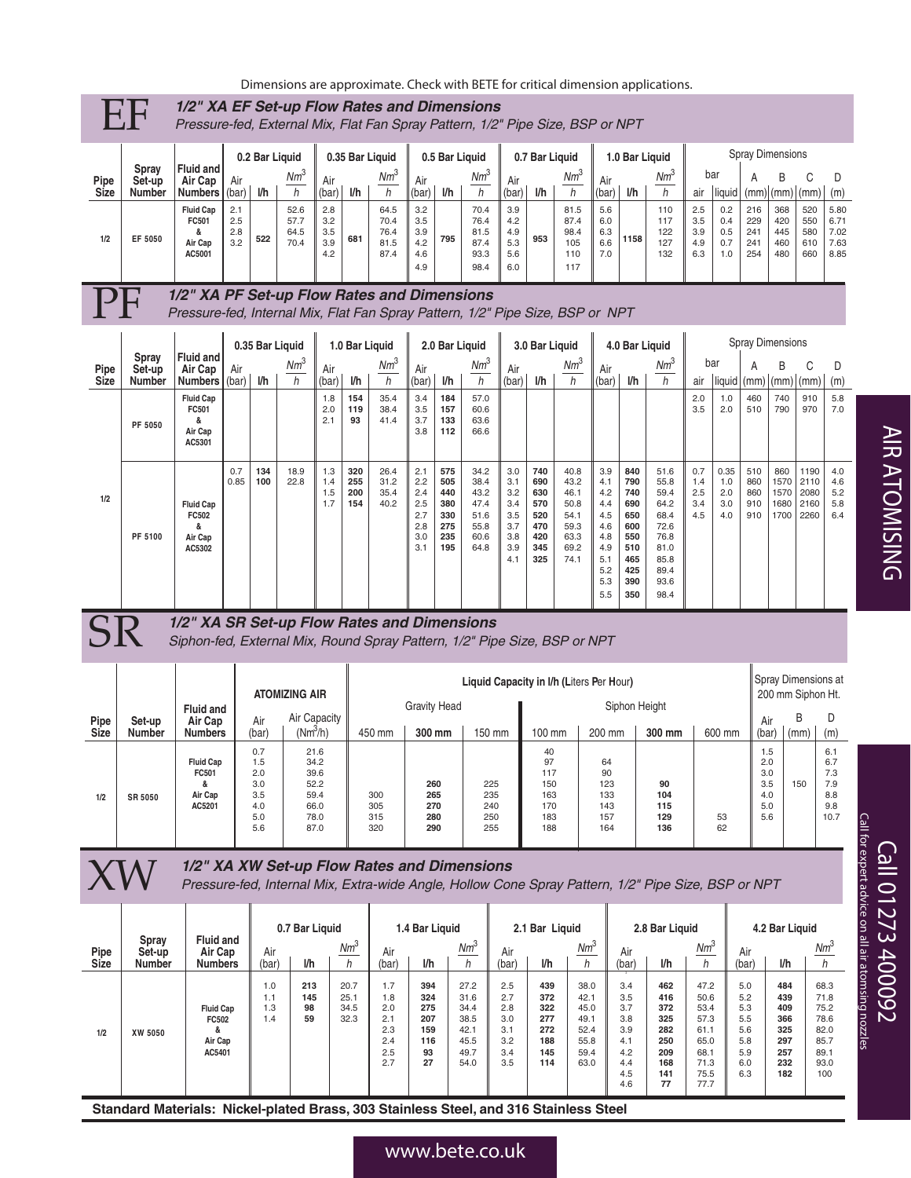Dimensions are approximate. Check with BETE for critical dimension applications.

# EF

## 1/2" XA EF Set-up Flow Rates and Dimensions

*Pressure-fed, External Mix, Flat Fan Spray Pattern, 1/2" Pipe Size, BSP or NPT*

| Pipe Size | Spray Set-up Number | Fluid and Air Cap Numbers | 0.2 Bar Liquid | | | 0.35 Bar Liquid | | | 0.5 Bar Liquid | | | 0.7 Bar Liquid | | | 1.0 Bar Liquid | | | Spray Dimensions | | | | | |
|---|---|---|---|---|---|---|---|---|---|---|---|---|---|---|---|---|---|---|---|---|---|---|---|
| | | | Air (bar) | l/h | $Nm^3/h$ | Air (bar) | l/h | $Nm^3/h$ | Air (bar) | l/h | $Nm^3/h$ | Air (bar) | l/h | $Nm^3/h$ | Air (bar) | l/h | $Nm^3/h$ | bar air | bar liquid | A (mm) | B (mm) | C (mm) | D (m) |
| 1/2 | EF 5050 | Fluid Cap FC501 & Air Cap AC5001 | 2.1<br>2.5<br>2.8<br>3.2 | 522 | 52.6<br>57.7<br>64.5<br>70.4 | 2.8<br>3.2<br>3.5<br>3.9<br>4.2 | 681 | 64.5<br>70.4<br>76.4<br>81.5<br>87.4 | 3.2<br>3.5<br>3.9<br>4.2<br>4.6<br>4.9 | 795 | 70.4<br>76.4<br>81.5<br>87.4<br>93.3<br>98.4 | 3.9<br>4.2<br>4.9<br>5.3<br>5.6<br>6.0 | 953 | 81.5<br>87.4<br>98.4<br>105<br>110<br>117 | 5.6<br>6.0<br>6.3<br>6.6<br>7.0 | 1158 | 110<br>117<br>122<br>127<br>132 | 2.5<br>3.5<br>3.9<br>4.9<br>6.3 | 0.2<br>0.4<br>0.5<br>0.7<br>1.0 | 216<br>229<br>241<br>241<br>254 | 368<br>420<br>445<br>460<br>480 | 520<br>550<br>580<br>610<br>660 | 5.80<br>6.71<br>7.02<br>7.63<br>8.85 |

# PF

## 1/2" XA PF Set-up Flow Rates and Dimensions

*Pressure-fed, Internal Mix, Flat Fan Spray Pattern, 1/2" Pipe Size, BSP or NPT*

| Pipe Size | Spray Set-up Number | Fluid and Air Cap Numbers | 0.35 Bar Liquid | | | 1.0 Bar Liquid | | | 2.0 Bar Liquid | | | 3.0 Bar Liquid | | | 4.0 Bar Liquid | | | Spray Dimensions | | | | | |
|---|---|---|---|---|---|---|---|---|---|---|---|---|---|---|---|---|---|---|---|---|---|---|---|
| | | | Air (bar) | l/h | $Nm^3/h$ | Air (bar) | l/h | $Nm^3/h$ | Air (bar) | l/h | $Nm^3/h$ | Air (bar) | l/h | $Nm^3/h$ | Air (bar) | l/h | $Nm^3/h$ | bar air | bar liquid | A (mm) | B (mm) | C (mm) | D (m) |
| 1/2 | PF 5050 | Fluid Cap FC501 & Air Cap AC5301 | | | | 1.8<br>2.0<br>2.1 | 154<br>119<br>93 | 35.4<br>38.4<br>41.4 | 3.4<br>3.5<br>3.7<br>3.8 | 184<br>157<br>133<br>112 | 57.0<br>60.6<br>63.6<br>66.6 | | | | | | | 2.0<br>3.5 | 1.0<br>2.0 | 460<br>510 | 740<br>790 | 910<br>970 | 5.8<br>7.0 |
| 1/2 | PF 5100 | Fluid Cap FC502 & Air Cap AC5302 | 0.7<br>0.85 | 134<br>100 | 18.9<br>22.8 | 1.3<br>1.4<br>1.5<br>1.7 | 320<br>255<br>200<br>154 | 26.4<br>31.2<br>35.4<br>40.2 | 2.1<br>2.2<br>2.4<br>2.5<br>2.7<br>2.8<br>3.0<br>3.1 | 575<br>505<br>440<br>380<br>330<br>275<br>235<br>195 | 34.2<br>38.4<br>43.2<br>47.4<br>51.6<br>55.8<br>60.6<br>64.8 | 3.0<br>3.1<br>3.2<br>3.4<br>3.5<br>3.7<br>3.8<br>3.9<br>4.1 | 740<br>690<br>630<br>570<br>520<br>470<br>420<br>345<br>325 | 40.8<br>43.2<br>46.1<br>50.8<br>54.1<br>59.3<br>63.3<br>69.2<br>74.1 | 3.9<br>4.1<br>4.2<br>4.4<br>4.5<br>4.6<br>4.8<br>4.9<br>5.1<br>5.2<br>5.3<br>5.5 | 840<br>790<br>740<br>690<br>650<br>600<br>550<br>510<br>465<br>425<br>390<br>350 | 51.6<br>55.8<br>59.4<br>64.2<br>68.4<br>72.6<br>76.8<br>81.0<br>85.8<br>89.4<br>93.6<br>98.4 | 0.7<br>1.4<br>2.5<br>3.4<br>4.5 | 0.35<br>1.0<br>2.0<br>3.0<br>4.0 | 510<br>860<br>860<br>910<br>910 | 860<br>1570<br>1570<br>1680<br>1700 | 1190<br>2110<br>2080<br>2160<br>2260 | 4.0<br>4.6<br>5.2<br>5.8<br>6.4 |

# SR

## 1/2" XA SR Set-up Flow Rates and Dimensions

*Siphon-fed, External Mix, Round Spray Pattern, 1/2" Pipe Size, BSP or NPT*

| Pipe Size | Set-up Number | Fluid and Air Cap Numbers | ATOMIZING AIR | | Liquid Capacity in l/h (Liters Per Hour) | | | | | | | Spray Dimensions at 200 mm Siphon Ht. | | |
|---|---|---|---|---|---|---|---|---|---|---|---|---|---|---|
| | | | | | Gravity Head | | | Siphon Height | | | | | | |
| | | | Air (bar) | Air Capacity ($Nm^3/h$) | 450 mm | 300 mm | 150 mm | 100 mm | 200 mm | 300 mm | 600 mm | Air (bar) | B (mm) | D (m) |
| 1/2 | SR 5050 | Fluid Cap FC501 & Air Cap AC5201 | 0.7<br>1.5<br>2.0<br>3.0<br>3.5<br>4.0<br>5.0<br>5.6 | 21.6<br>34.2<br>39.6<br>52.2<br>59.4<br>66.0<br>78.0<br>87.0 | 300<br>305<br>315<br>320 | 260<br>265<br>270<br>280<br>290 | 225<br>235<br>240<br>250<br>255 | 40<br>97<br>117<br>150<br>163<br>170<br>183<br>188 | 64<br>90<br>123<br>133<br>143<br>157<br>164 | 90<br>104<br>115<br>129<br>136 | 53<br>62 | 1.5<br>2.0<br>3.0<br>3.5<br>4.0<br>5.0<br>5.6 | 150 | 6.1<br>6.7<br>7.3<br>7.9<br>8.8<br>9.8<br>10.7 |

# XW

## 1/2" XA XW Set-up Flow Rates and Dimensions

*Pressure-fed, Internal Mix, Extra-wide Angle, Hollow Cone Spray Pattern, 1/2" Pipe Size, BSP or NPT*

| Pipe Size | Spray Set-up Number | Fluid and Air Cap Numbers | 0.7 Bar Liquid | | | 1.4 Bar Liquid | | | 2.1 Bar Liquid | | | 2.8 Bar Liquid | | | 4.2 Bar Liquid | | |
|---|---|---|---|---|---|---|---|---|---|---|---|---|---|---|---|---|---|
| | | | Air (bar) | l/h | $Nm^3/h$ | Air (bar) | l/h | $Nm^3/h$ | Air (bar) | l/h | $Nm^3/h$ | Air (bar) | l/h | $Nm^3/h$ | Air (bar) | l/h | $Nm^3/h$ |
| 1/2 | XW 5050 | Fluid Cap FC502 & Air Cap AC5401 | 1.0<br>1.1<br>1.3<br>1.4 | 213<br>145<br>98<br>59 | 20.7<br>25.1<br>34.5<br>32.3 | 1.7<br>1.8<br>2.0<br>2.1<br>2.3<br>2.4<br>2.5<br>2.7 | 394<br>324<br>275<br>207<br>159<br>116<br>93<br>27 | 27.2<br>31.6<br>34.4<br>38.5<br>42.1<br>45.5<br>49.7<br>54.0 | 2.5<br>2.7<br>2.8<br>3.0<br>3.1<br>3.2<br>3.4<br>3.5 | 439<br>372<br>322<br>277<br>272<br>188<br>145<br>114 | 38.0<br>42.1<br>45.0<br>49.1<br>52.4<br>55.8<br>59.4<br>63.0 | 3.4<br>3.5<br>3.7<br>3.8<br>3.9<br>4.1<br>4.2<br>4.4<br>4.5<br>4.6 | 462<br>416<br>372<br>325<br>282<br>250<br>209<br>168<br>141<br>77 | 47.2<br>50.6<br>53.4<br>57.3<br>61.1<br>65.0<br>68.1<br>71.3<br>75.5<br>77.7 | 5.0<br>5.2<br>5.3<br>5.5<br>5.6<br>5.8<br>5.9<br>6.0<br>6.3 | 484<br>439<br>409<br>366<br>325<br>297<br>257<br>232<br>182 | 68.3<br>71.8<br>75.2<br>78.6<br>82.0<br>85.7<br>89.1<br>93.0<br>100 |

**Standard Materials: Nickel-plated Brass, 303 Stainless Steel, and 316 Stainless Steel**

AIR ATOMISING

Call 01273 400092

Call for expert advice on all air atomising nozzles

www.bete.co.uk